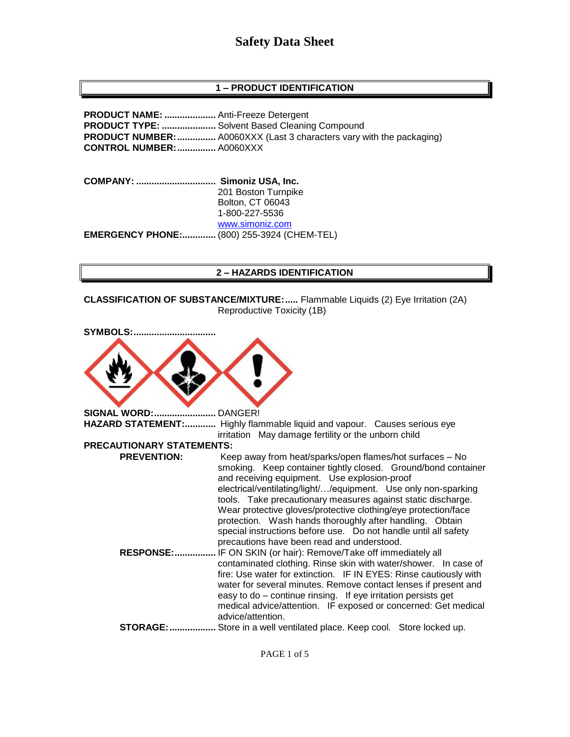# Safety Data Sheet

## 1 – PRODUCT IDENTIFICATION

**PRODUCT NAME:** .................... Anti-Freeze Detergent
**PRODUCT TYPE:** ..................... Solvent Based Cleaning Compound
**PRODUCT NUMBER:** ............... A0060XXX (Last 3 characters vary with the packaging)
**CONTROL NUMBER:** ............... A0060XXX

**COMPANY:** ............................... **Simoniz USA, Inc.**
201 Boston Turnpike
Bolton, CT 06043
1-800-227-5536
www.simoniz.com

**EMERGENCY PHONE:** ............. (800) 255-3924 (CHEM-TEL)

## 2 – HAZARDS IDENTIFICATION

**CLASSIFICATION OF SUBSTANCE/MIXTURE:** ..... Flammable Liquids (2) Eye Irritation (2A) Reproductive Toxicity (1B)

**SYMBOLS:** ................................

**SIGNAL WORD:** ........................ DANGER!

**HAZARD STATEMENT:** ............ Highly flammable liquid and vapour. Causes serious eye irritation May damage fertility or the unborn child

**PRECAUTIONARY STATEMENTS:**

**PREVENTION:** Keep away from heat/sparks/open flames/hot surfaces – No smoking. Keep container tightly closed. Ground/bond container and receiving equipment. Use explosion-proof electrical/ventilating/light/…/equipment. Use only non-sparking tools. Take precautionary measures against static discharge. Wear protective gloves/protective clothing/eye protection/face protection. Wash hands thoroughly after handling. Obtain special instructions before use. Do not handle until all safety precautions have been read and understood.

**RESPONSE:** ................ IF ON SKIN (or hair): Remove/Take off immediately all contaminated clothing. Rinse skin with water/shower. In case of fire: Use water for extinction. IF IN EYES: Rinse cautiously with water for several minutes. Remove contact lenses if present and easy to do – continue rinsing. If eye irritation persists get medical advice/attention. IF exposed or concerned: Get medical advice/attention.

**STORAGE:** .................. Store in a well ventilated place. Keep cool. Store locked up.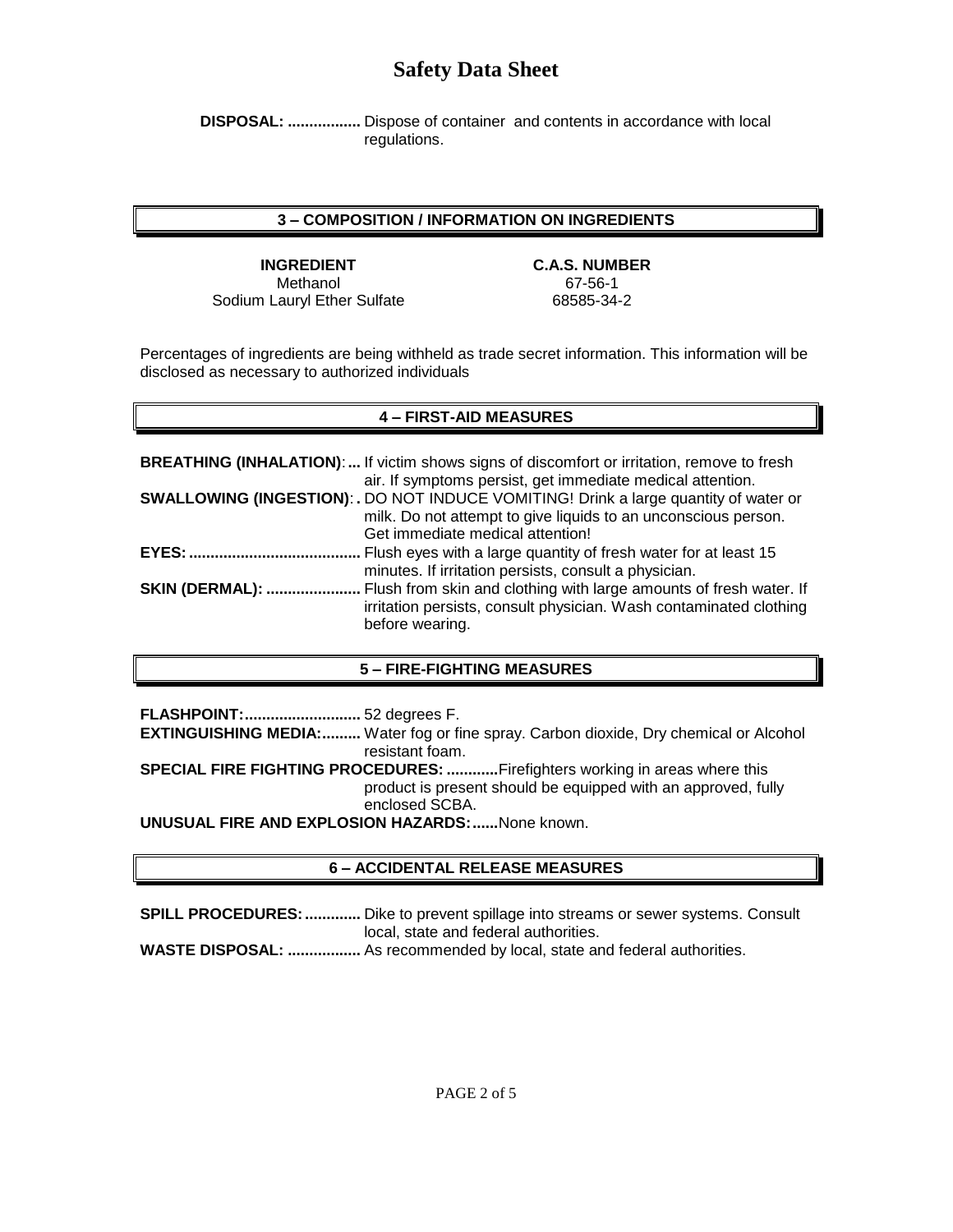**DISPOSAL: .................** Dispose of container and contents in accordance with local regulations.

## 3 – COMPOSITION / INFORMATION ON INGREDIENTS

| INGREDIENT | C.A.S. NUMBER |
|---|---|
| Methanol | 67-56-1 |
| Sodium Lauryl Ether Sulfate | 68585-34-2 |

Percentages of ingredients are being withheld as trade secret information. This information will be disclosed as necessary to authorized individuals

## 4 – FIRST-AID MEASURES

**BREATHING (INHALATION):...** If victim shows signs of discomfort or irritation, remove to fresh air. If symptoms persist, get immediate medical attention.

**SWALLOWING (INGESTION):.** DO NOT INDUCE VOMITING! Drink a large quantity of water or milk. Do not attempt to give liquids to an unconscious person. Get immediate medical attention!

**EYES: ........................................** Flush eyes with a large quantity of fresh water for at least 15 minutes. If irritation persists, consult a physician.

**SKIN (DERMAL): ......................** Flush from skin and clothing with large amounts of fresh water. If irritation persists, consult physician. Wash contaminated clothing before wearing.

## 5 – FIRE-FIGHTING MEASURES

**FLASHPOINT:...........................** 52 degrees F.

**EXTINGUISHING MEDIA:.........** Water fog or fine spray. Carbon dioxide, Dry chemical or Alcohol resistant foam.

**SPECIAL FIRE FIGHTING PROCEDURES: ............** Firefighters working in areas where this product is present should be equipped with an approved, fully enclosed SCBA.

**UNUSUAL FIRE AND EXPLOSION HAZARDS:......** None known.

## 6 – ACCIDENTAL RELEASE MEASURES

**SPILL PROCEDURES:.............** Dike to prevent spillage into streams or sewer systems. Consult local, state and federal authorities.

**WASTE DISPOSAL: .................** As recommended by local, state and federal authorities.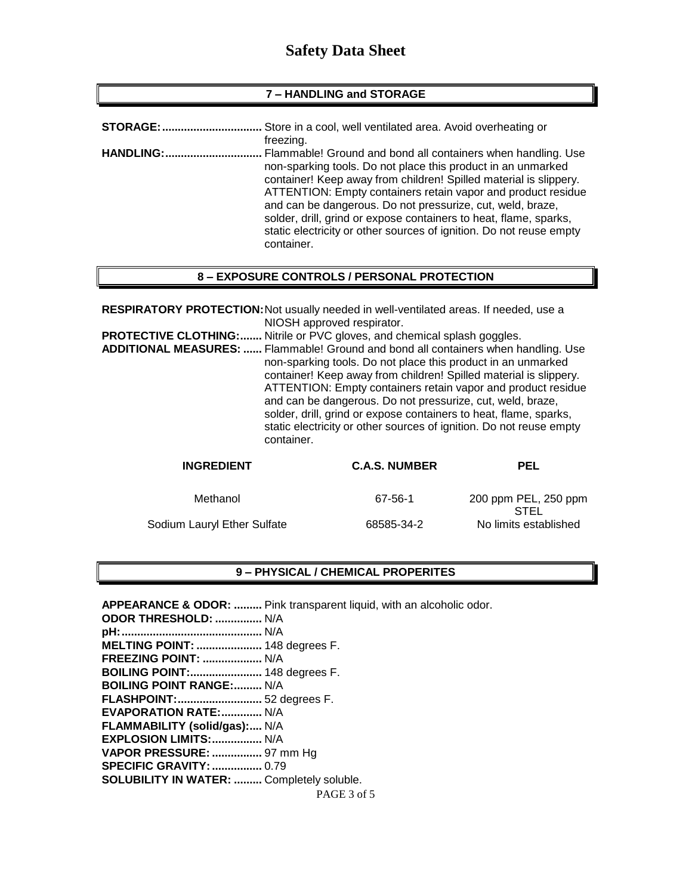# Safety Data Sheet

## 7 – HANDLING and STORAGE

**STORAGE:** Store in a cool, well ventilated area. Avoid overheating or freezing.

**HANDLING:** Flammable! Ground and bond all containers when handling. Use non-sparking tools. Do not place this product in an unmarked container! Keep away from children! Spilled material is slippery. ATTENTION: Empty containers retain vapor and product residue and can be dangerous. Do not pressurize, cut, weld, braze, solder, drill, grind or expose containers to heat, flame, sparks, static electricity or other sources of ignition. Do not reuse empty container.

## 8 – EXPOSURE CONTROLS / PERSONAL PROTECTION

**RESPIRATORY PROTECTION:** Not usually needed in well-ventilated areas. If needed, use a NIOSH approved respirator.

**PROTECTIVE CLOTHING:** Nitrile or PVC gloves, and chemical splash goggles.

**ADDITIONAL MEASURES:** Flammable! Ground and bond all containers when handling. Use non-sparking tools. Do not place this product in an unmarked container! Keep away from children! Spilled material is slippery. ATTENTION: Empty containers retain vapor and product residue and can be dangerous. Do not pressurize, cut, weld, braze, solder, drill, grind or expose containers to heat, flame, sparks, static electricity or other sources of ignition. Do not reuse empty container.

| INGREDIENT | C.A.S. NUMBER | PEL |
|---|---|---|
| Methanol | 67-56-1 | 200 ppm PEL, 250 ppm STEL |
| Sodium Lauryl Ether Sulfate | 68585-34-2 | No limits established |

## 9 – PHYSICAL / CHEMICAL PROPERITES

**APPEARANCE & ODOR:** Pink transparent liquid, with an alcoholic odor.
**ODOR THRESHOLD:** N/A
**pH:** N/A
**MELTING POINT:** 148 degrees F.
**FREEZING POINT:** N/A
**BOILING POINT:** 148 degrees F.
**BOILING POINT RANGE:** N/A
**FLASHPOINT:** 52 degrees F.
**EVAPORATION RATE:** N/A
**FLAMMABILITY (solid/gas):** N/A
**EXPLOSION LIMITS:** N/A
**VAPOR PRESSURE:** 97 mm Hg
**SPECIFIC GRAVITY:** 0.79
**SOLUBILITY IN WATER:** Completely soluble.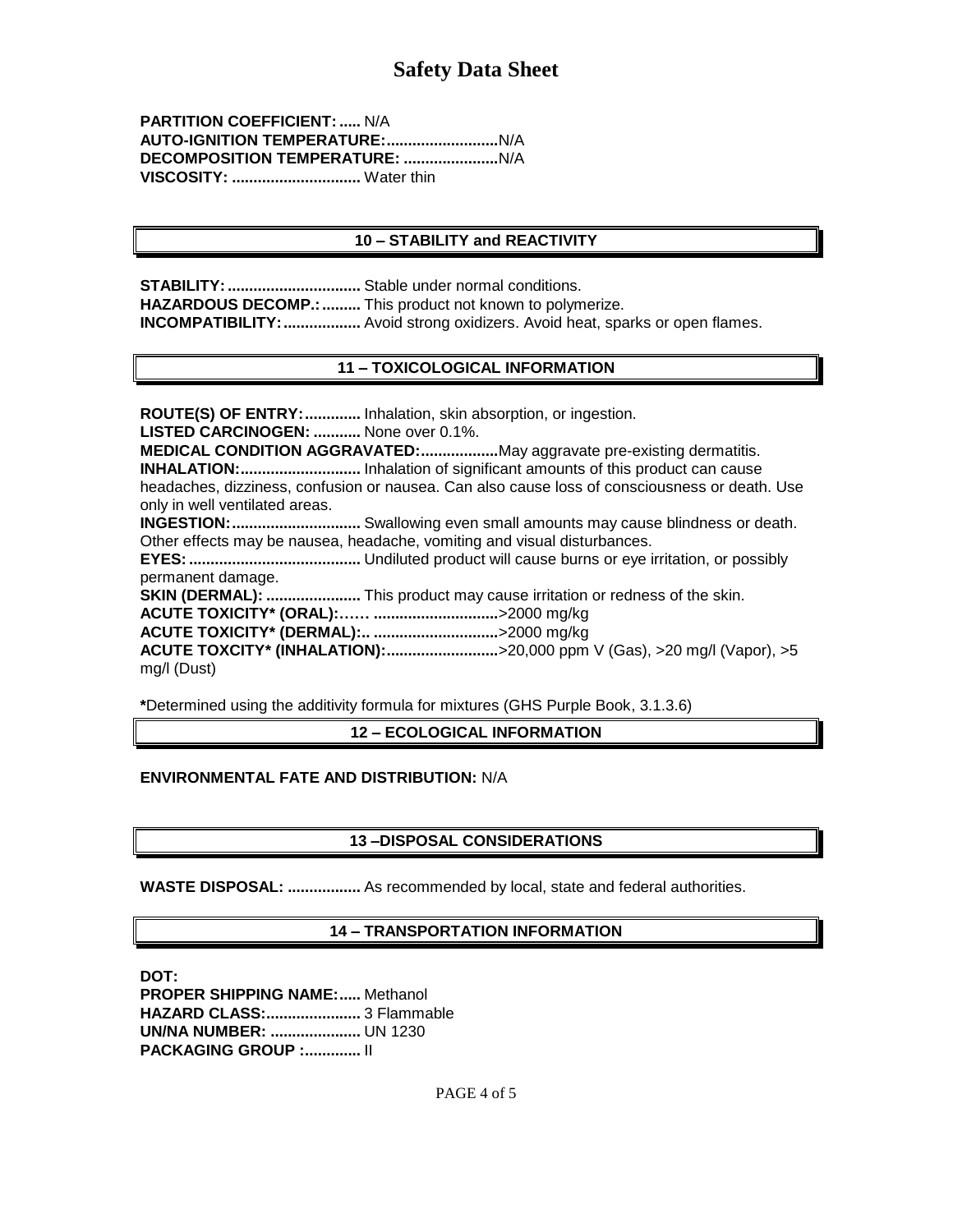**PARTITION COEFFICIENT: .....** N/A
**AUTO-IGNITION TEMPERATURE:..........................**N/A
**DECOMPOSITION TEMPERATURE: ......................**N/A
**VISCOSITY: ..............................** Water thin

## 10 – STABILITY and REACTIVITY

**STABILITY: ...............................** Stable under normal conditions.
**HAZARDOUS DECOMP.: .........** This product not known to polymerize.
**INCOMPATIBILITY: ..................** Avoid strong oxidizers. Avoid heat, sparks or open flames.

## 11 – TOXICOLOGICAL INFORMATION

**ROUTE(S) OF ENTRY: .............** Inhalation, skin absorption, or ingestion.
**LISTED CARCINOGEN: ...........** None over 0.1%.
**MEDICAL CONDITION AGGRAVATED:..................**May aggravate pre-existing dermatitis.
**INHALATION:............................** Inhalation of significant amounts of this product can cause headaches, dizziness, confusion or nausea. Can also cause loss of consciousness or death. Use only in well ventilated areas.
**INGESTION:..............................** Swallowing even small amounts may cause blindness or death. Other effects may be nausea, headache, vomiting and visual disturbances.
**EYES: ........................................** Undiluted product will cause burns or eye irritation, or possibly permanent damage.
**SKIN (DERMAL): ......................** This product may cause irritation or redness of the skin.
**ACUTE TOXICITY* (ORAL):…… ............................**>2000 mg/kg
**ACUTE TOXICITY* (DERMAL):.. ............................**>2000 mg/kg
**ACUTE TOXCITY* (INHALATION):..........................**>20,000 ppm V (Gas), >20 mg/l (Vapor), >5 mg/l (Dust)

**\***Determined using the additivity formula for mixtures (GHS Purple Book, 3.1.3.6)

## 12 – ECOLOGICAL INFORMATION

**ENVIRONMENTAL FATE AND DISTRIBUTION:** N/A

## 13 –DISPOSAL CONSIDERATIONS

**WASTE DISPOSAL: .................** As recommended by local, state and federal authorities.

## 14 – TRANSPORTATION INFORMATION

**DOT:**
**PROPER SHIPPING NAME:.....** Methanol
**HAZARD CLASS:......................** 3 Flammable
**UN/NA NUMBER: .....................** UN 1230
**PACKAGING GROUP :.............** II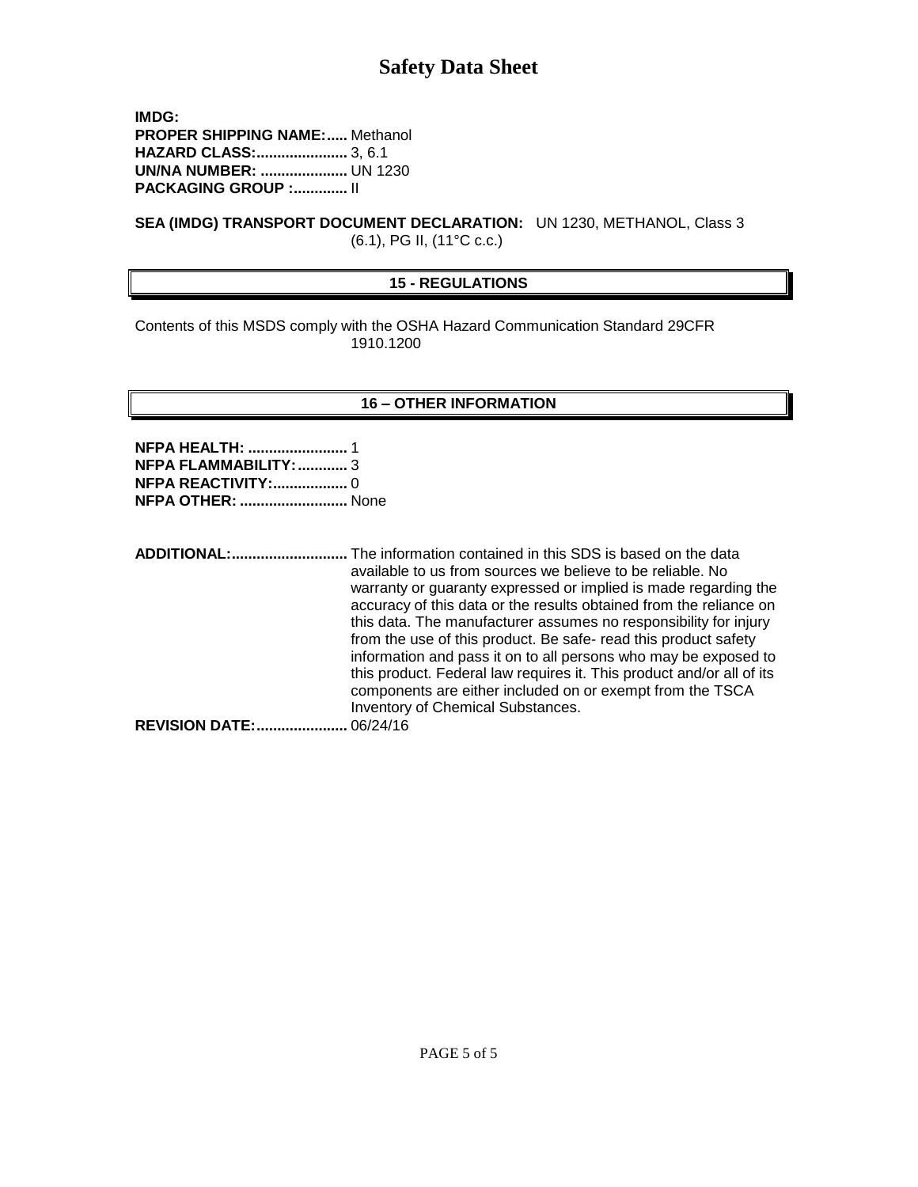**IMDG:**
**PROPER SHIPPING NAME:.....** Methanol
**HAZARD CLASS:......................** 3, 6.1
**UN/NA NUMBER: .....................** UN 1230
**PACKAGING GROUP :.............** II

**SEA (IMDG) TRANSPORT DOCUMENT DECLARATION:** UN 1230, METHANOL, Class 3 (6.1), PG II, (11°C c.c.)

## 15 - REGULATIONS

Contents of this MSDS comply with the OSHA Hazard Communication Standard 29CFR 1910.1200

## 16 – OTHER INFORMATION

**NFPA HEALTH: ........................** 1
**NFPA FLAMMABILITY:............** 3
**NFPA REACTIVITY:..................** 0
**NFPA OTHER: ..........................** None

**ADDITIONAL:............................** The information contained in this SDS is based on the data available to us from sources we believe to be reliable. No warranty or guaranty expressed or implied is made regarding the accuracy of this data or the results obtained from the reliance on this data. The manufacturer assumes no responsibility for injury from the use of this product. Be safe- read this product safety information and pass it on to all persons who may be exposed to this product. Federal law requires it. This product and/or all of its components are either included on or exempt from the TSCA Inventory of Chemical Substances.

**REVISION DATE:......................** 06/24/16